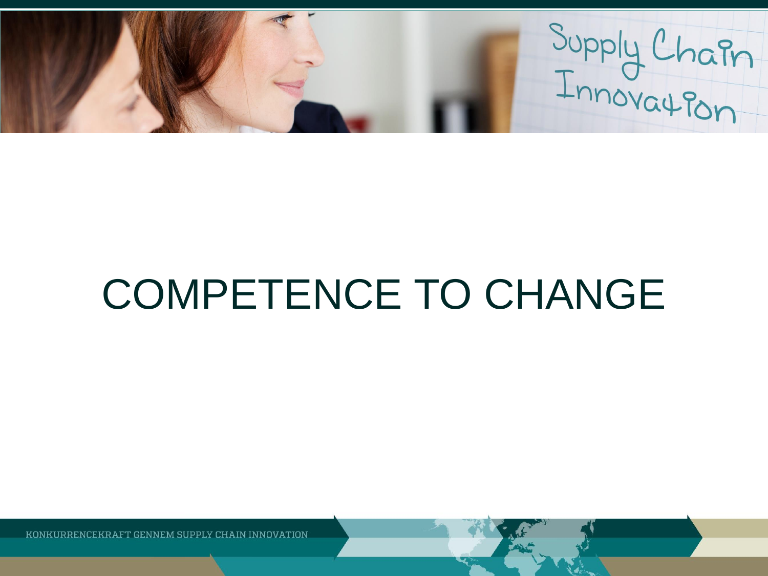# COMPETENCE TO CHANGE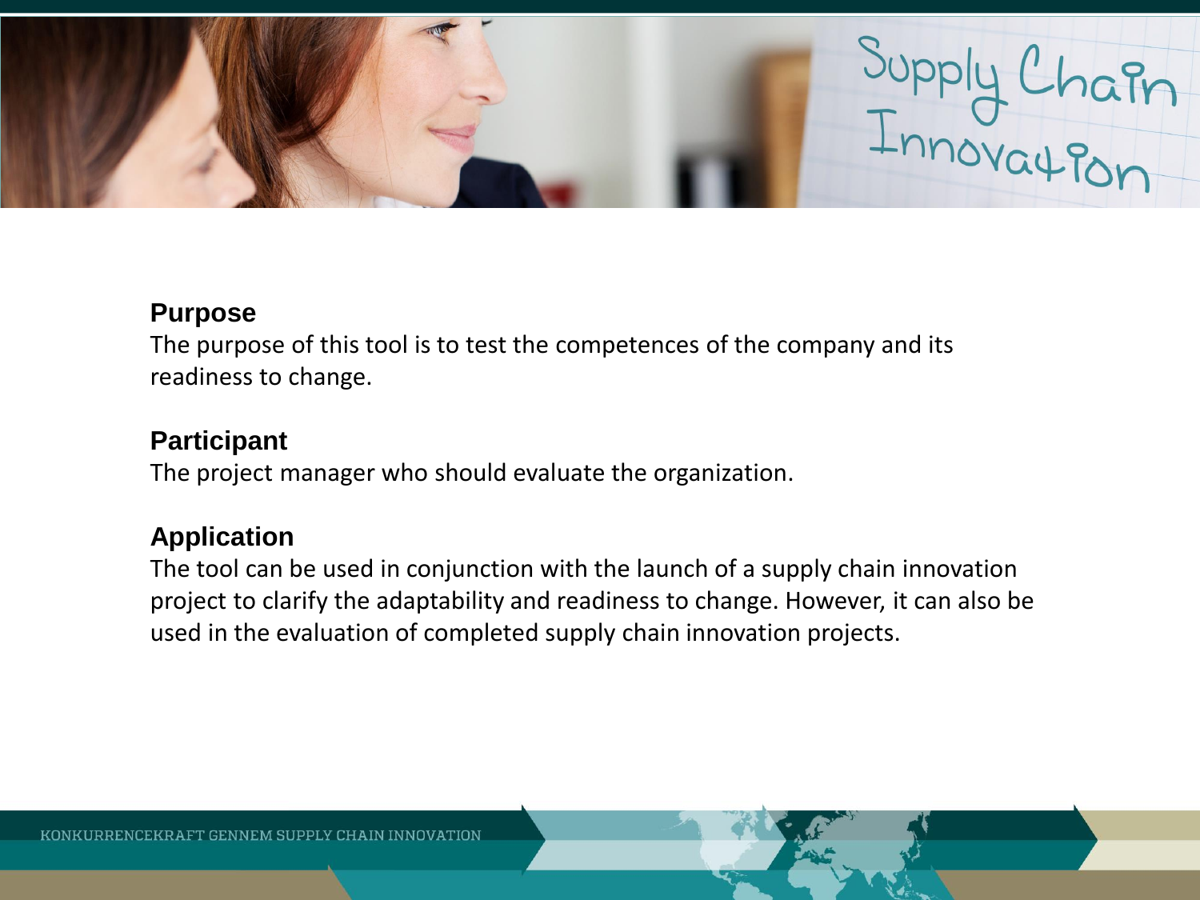## Purpose

The purpose of this tool is to test the competences of the company and its readiness to change.

## Participant

The project manager who should evaluate the organization.

## Application

The tool can be used in conjunction with the launch of a supply chain innovation project to clarify the adaptability and readiness to change. However, it can also be used in the evaluation of completed supply chain innovation projects.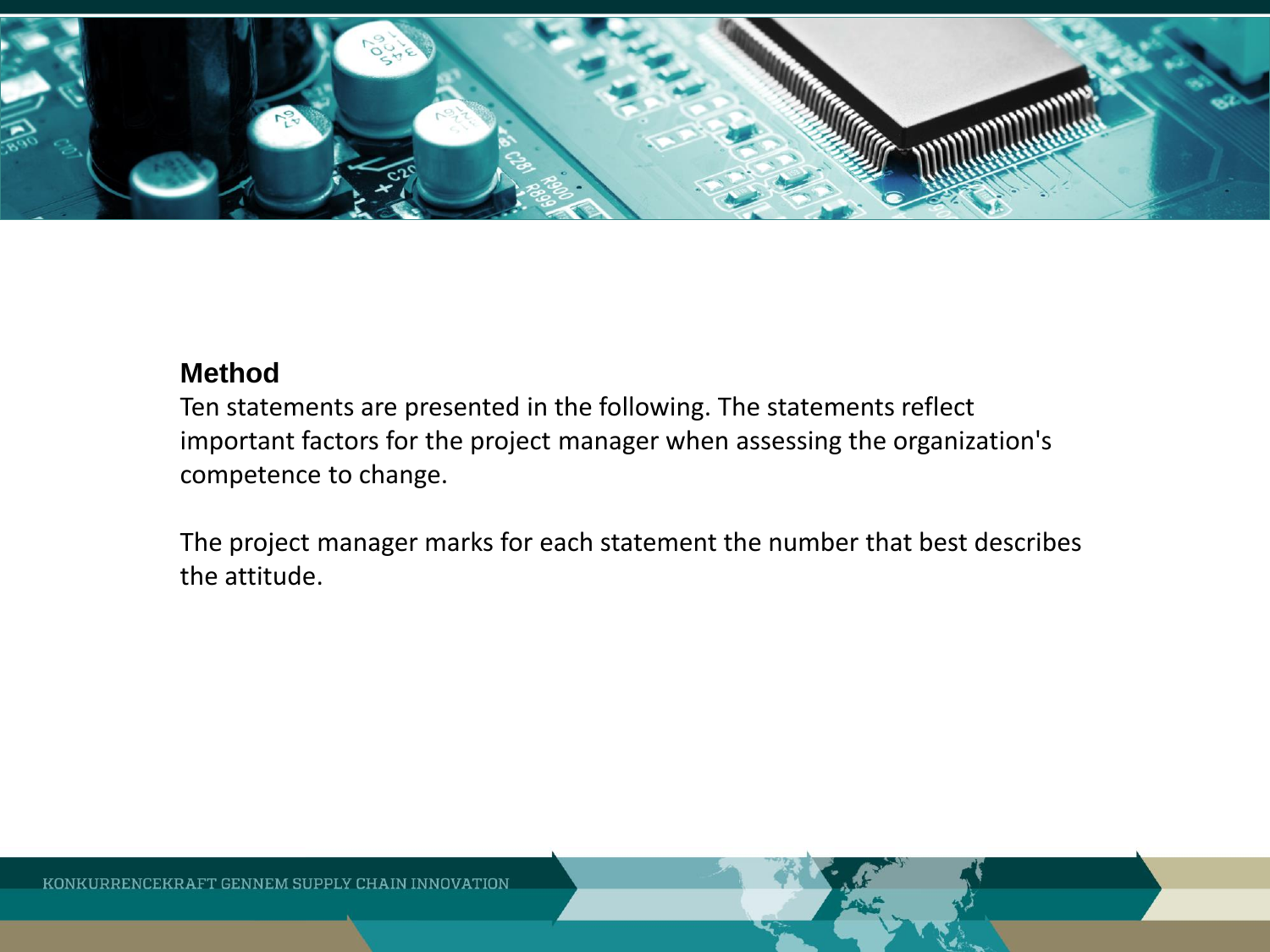## Method

Ten statements are presented in the following. The statements reflect important factors for the project manager when assessing the organization's competence to change.

The project manager marks for each statement the number that best describes the attitude.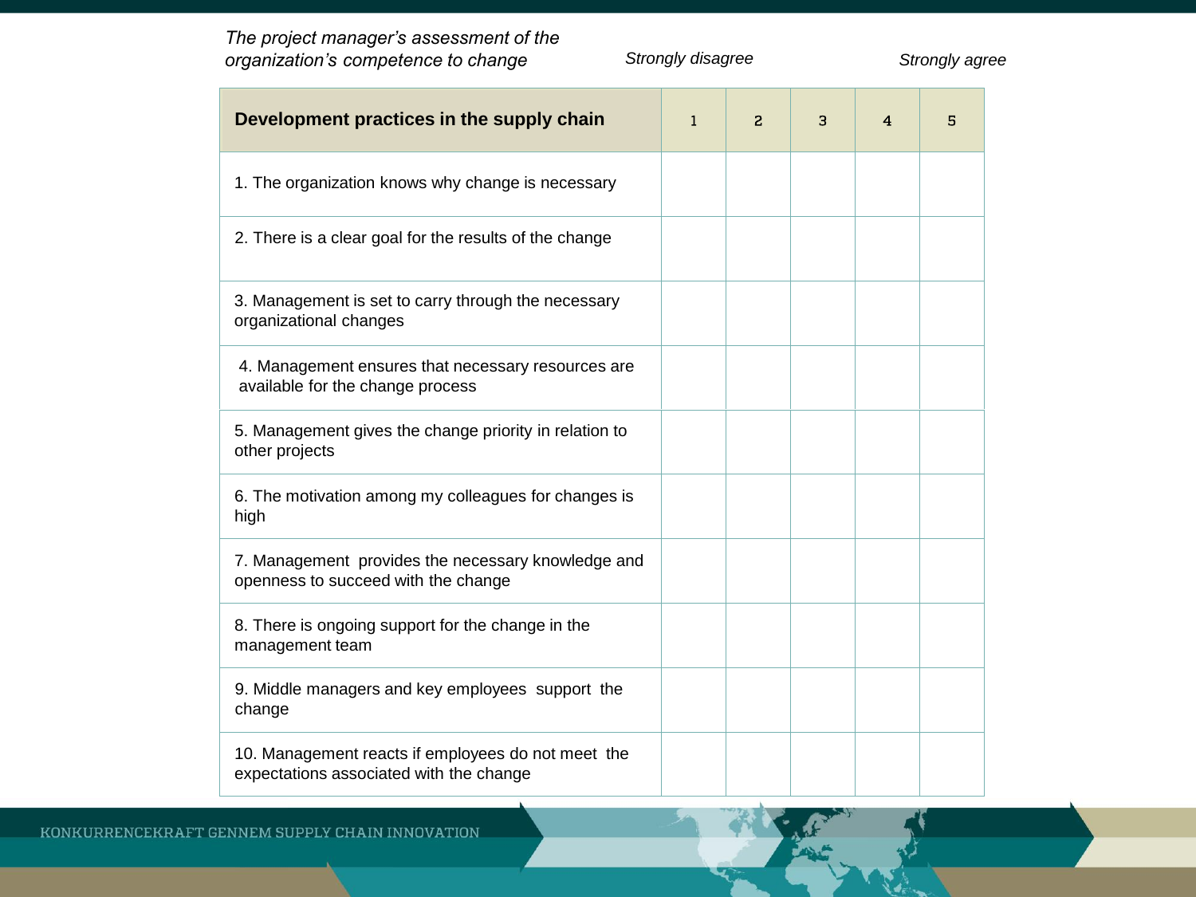*The project manager's assessment of the organization's competence to change*

*Strongly disagree* — *Strongly agree*

| Development practices in the supply chain | 1 | 2 | 3 | 4 | 5 |
|---|---|---|---|---|---|
| 1. The organization knows why change is necessary | | | | | |
| 2. There is a clear goal for the results of the change | | | | | |
| 3. Management is set to carry through the necessary organizational changes | | | | | |
| 4. Management ensures that necessary resources are available for the change process | | | | | |
| 5. Management gives the change priority in relation to other projects | | | | | |
| 6. The motivation among my colleagues for changes is high | | | | | |
| 7. Management provides the necessary knowledge and openness to succeed with the change | | | | | |
| 8. There is ongoing support for the change in the management team | | | | | |
| 9. Middle managers and key employees support the change | | | | | |
| 10. Management reacts if employees do not meet the expectations associated with the change | | | | | |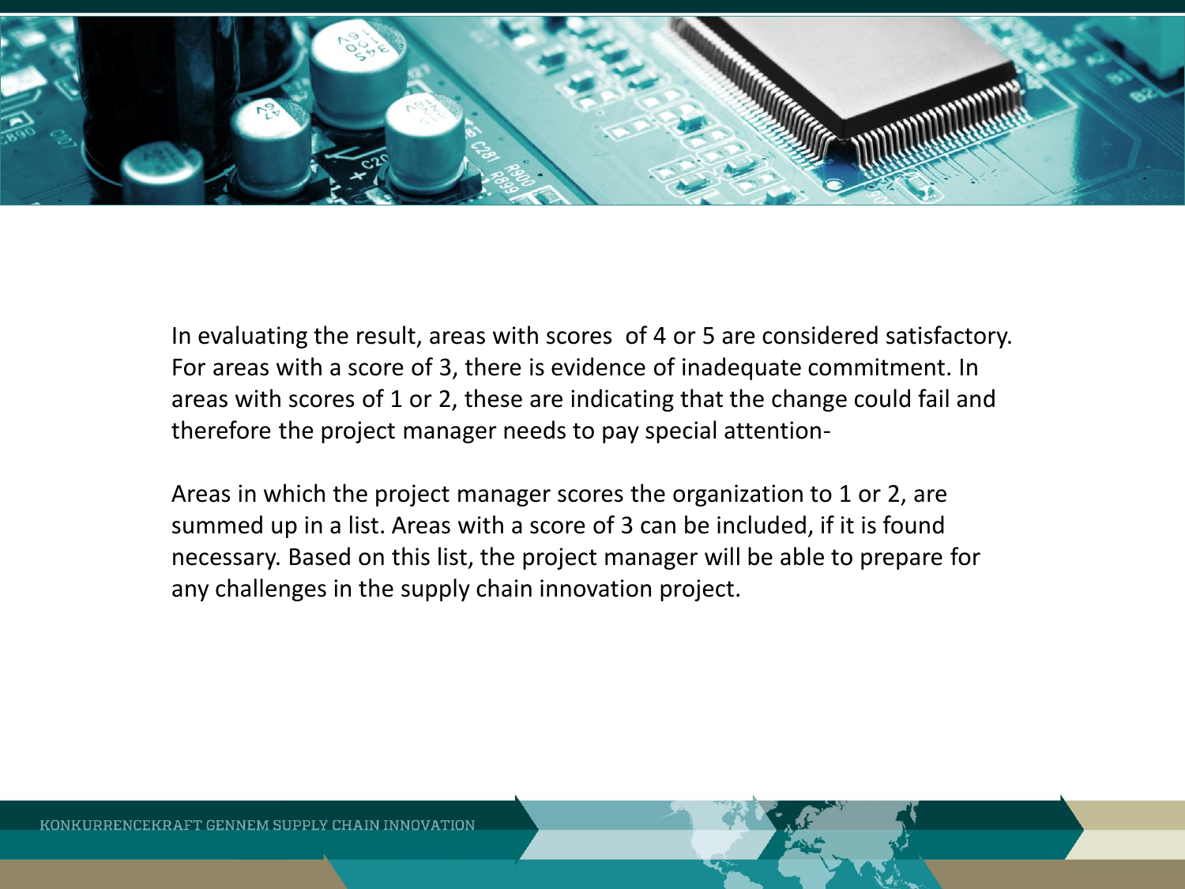In evaluating the result, areas with scores of 4 or 5 are considered satisfactory. For areas with a score of 3, there is evidence of inadequate commitment. In areas with scores of 1 or 2, these are indicating that the change could fail and therefore the project manager needs to pay special attention-

Areas in which the project manager scores the organization to 1 or 2, are summed up in a list. Areas with a score of 3 can be included, if it is found necessary. Based on this list, the project manager will be able to prepare for any challenges in the supply chain innovation project.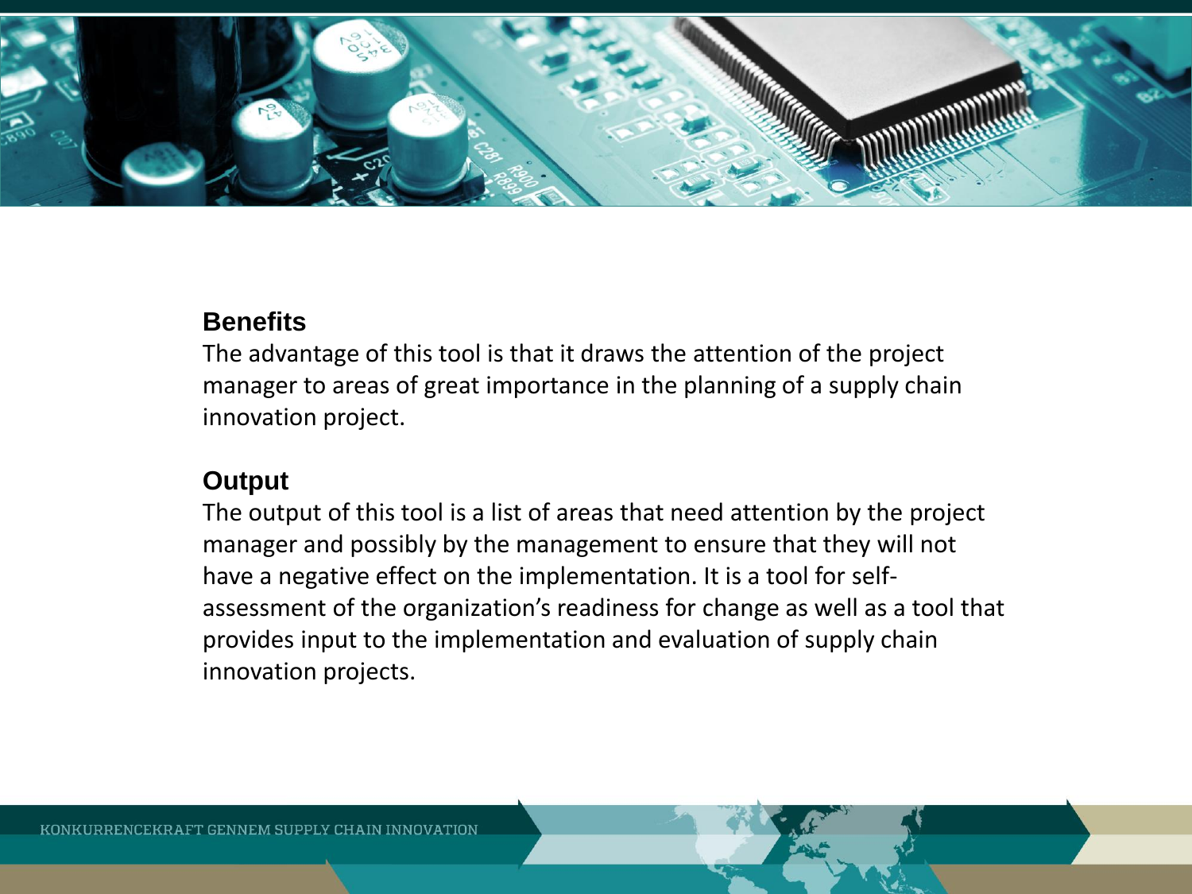## Benefits

The advantage of this tool is that it draws the attention of the project manager to areas of great importance in the planning of a supply chain innovation project.

## Output

The output of this tool is a list of areas that need attention by the project manager and possibly by the management to ensure that they will not have a negative effect on the implementation. It is a tool for self-assessment of the organization's readiness for change as well as a tool that provides input to the implementation and evaluation of supply chain innovation projects.